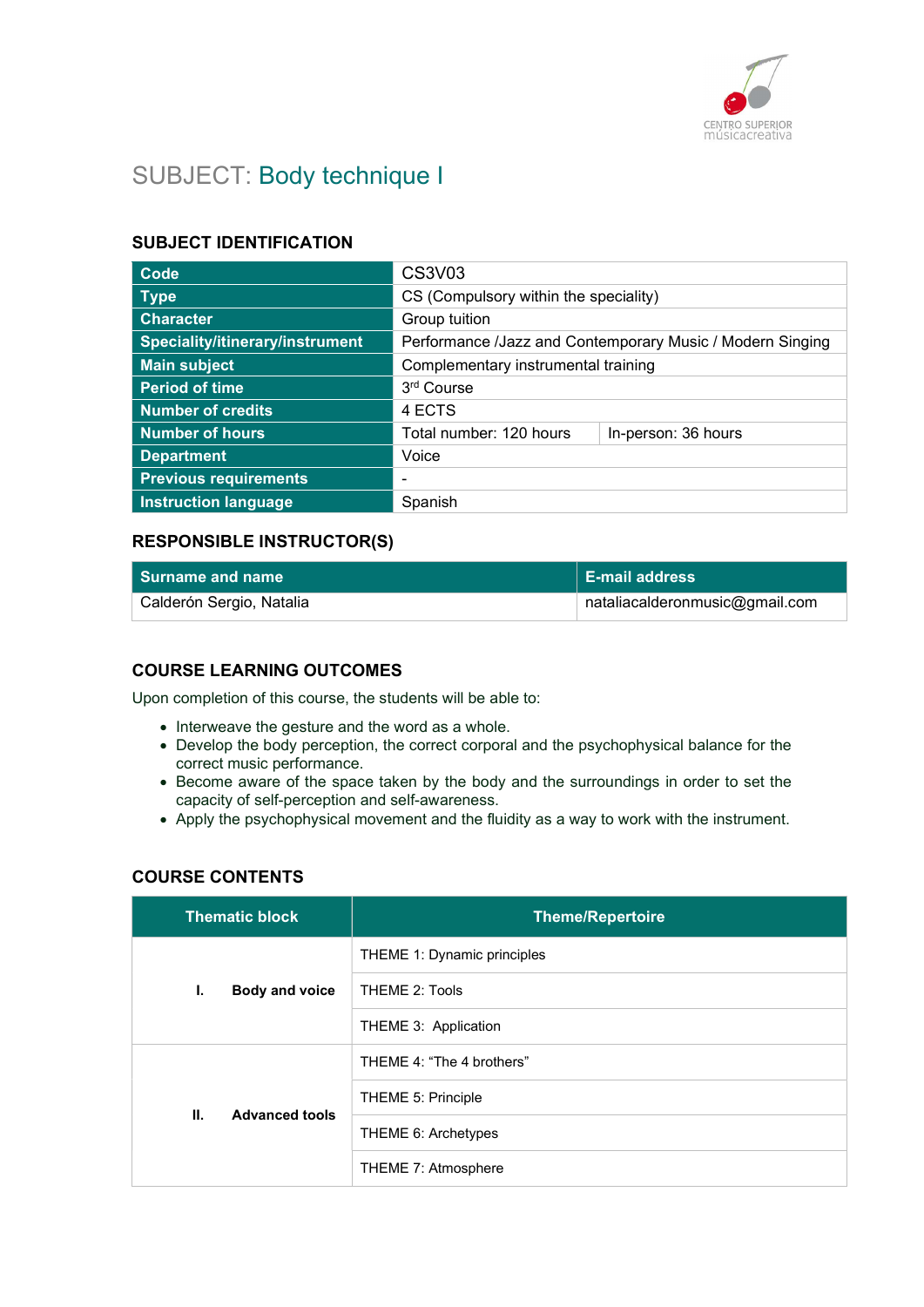# SUBJECT: Body technique I

## SUBJECT IDENTIFICATION

| | | |
|---|---|---|
| **Code** | CS3V03 | |
| **Type** | CS (Compulsory within the speciality) | |
| **Character** | Group tuition | |
| **Speciality/itinerary/instrument** | Performance /Jazz and Contemporary Music / Modern Singing | |
| **Main subject** | Complementary instrumental training | |
| **Period of time** | 3rd Course | |
| **Number of credits** | 4 ECTS | |
| **Number of hours** | Total number: 120 hours | In-person: 36 hours |
| **Department** | Voice | |
| **Previous requirements** | - | |
| **Instruction language** | Spanish | |

## RESPONSIBLE INSTRUCTOR(S)

| Surname and name | E-mail address |
|---|---|
| Calderón Sergio, Natalia | nataliacalderonmusic@gmail.com |

## COURSE LEARNING OUTCOMES

Upon completion of this course, the students will be able to:

- Interweave the gesture and the word as a whole.
- Develop the body perception, the correct corporal and the psychophysical balance for the correct music performance.
- Become aware of the space taken by the body and the surroundings in order to set the capacity of self-perception and self-awareness.
- Apply the psychophysical movement and the fluidity as a way to work with the instrument.

## COURSE CONTENTS

| Thematic block | Theme/Repertoire |
|---|---|
| **I. Body and voice** | THEME 1: Dynamic principles |
| | THEME 2: Tools |
| | THEME 3: Application |
| **II. Advanced tools** | THEME 4: "The 4 brothers" |
| | THEME 5: Principle |
| | THEME 6: Archetypes |
| | THEME 7: Atmosphere |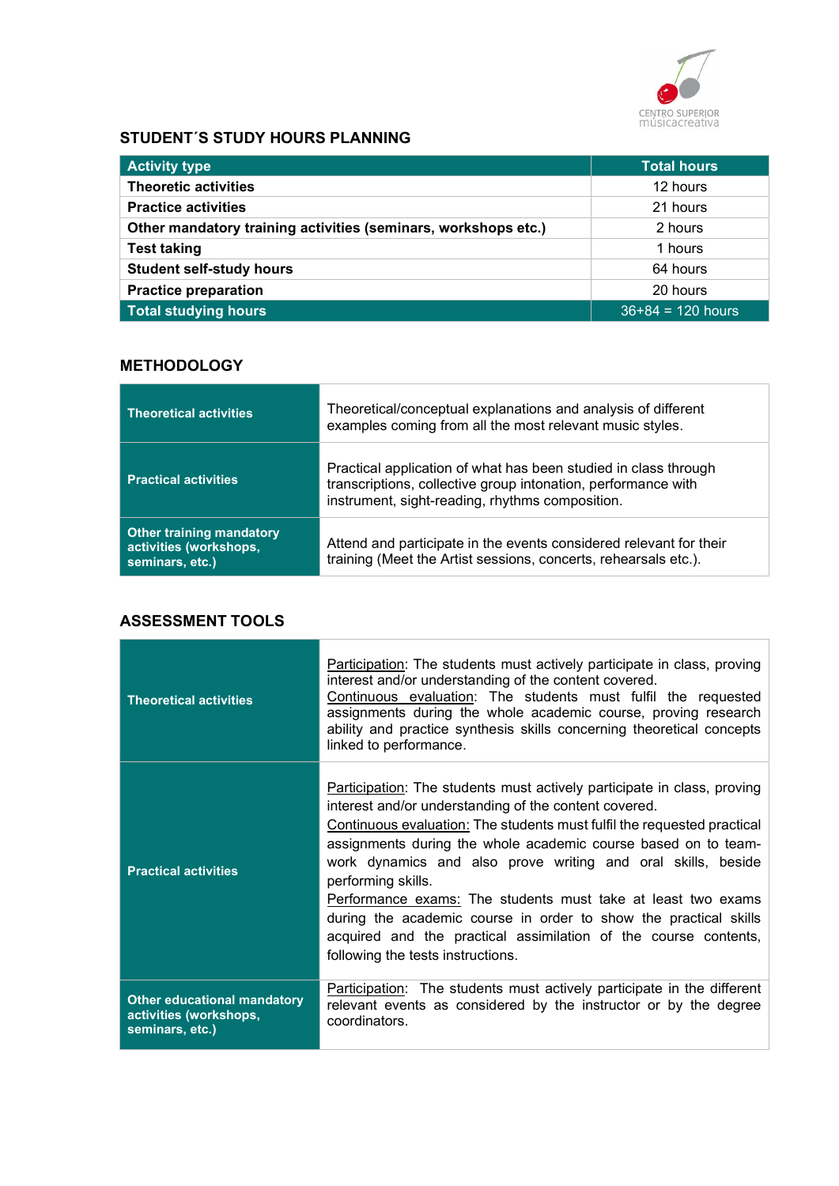## STUDENT´S STUDY HOURS PLANNING

| Activity type | Total hours |
|---|---|
| **Theoretic activities** | 12 hours |
| **Practice activities** | 21 hours |
| **Other mandatory training activities (seminars, workshops etc.)** | 2 hours |
| **Test taking** | 1 hours |
| **Student self-study hours** | 64 hours |
| **Practice preparation** | 20 hours |
| **Total studying hours** | 36+84 = 120 hours |

## METHODOLOGY

| | |
|---|---|
| **Theoretical activities** | Theoretical/conceptual explanations and analysis of different examples coming from all the most relevant music styles. |
| **Practical activities** | Practical application of what has been studied in class through transcriptions, collective group intonation, performance with instrument, sight-reading, rhythms composition. |
| **Other training mandatory activities (workshops, seminars, etc.)** | Attend and participate in the events considered relevant for their training (Meet the Artist sessions, concerts, rehearsals etc.). |

## ASSESSMENT TOOLS

| | |
|---|---|
| **Theoretical activities** | Participation: The students must actively participate in class, proving interest and/or understanding of the content covered.<br>Continuous evaluation: The students must fulfil the requested assignments during the whole academic course, proving research ability and practice synthesis skills concerning theoretical concepts linked to performance. |
| **Practical activities** | Participation: The students must actively participate in class, proving interest and/or understanding of the content covered.<br>Continuous evaluation: The students must fulfil the requested practical assignments during the whole academic course based on to team-work dynamics and also prove writing and oral skills, beside performing skills.<br>Performance exams: The students must take at least two exams during the academic course in order to show the practical skills acquired and the practical assimilation of the course contents, following the tests instructions. |
| **Other educational mandatory activities (workshops, seminars, etc.)** | Participation: The students must actively participate in the different relevant events as considered by the instructor or by the degree coordinators. |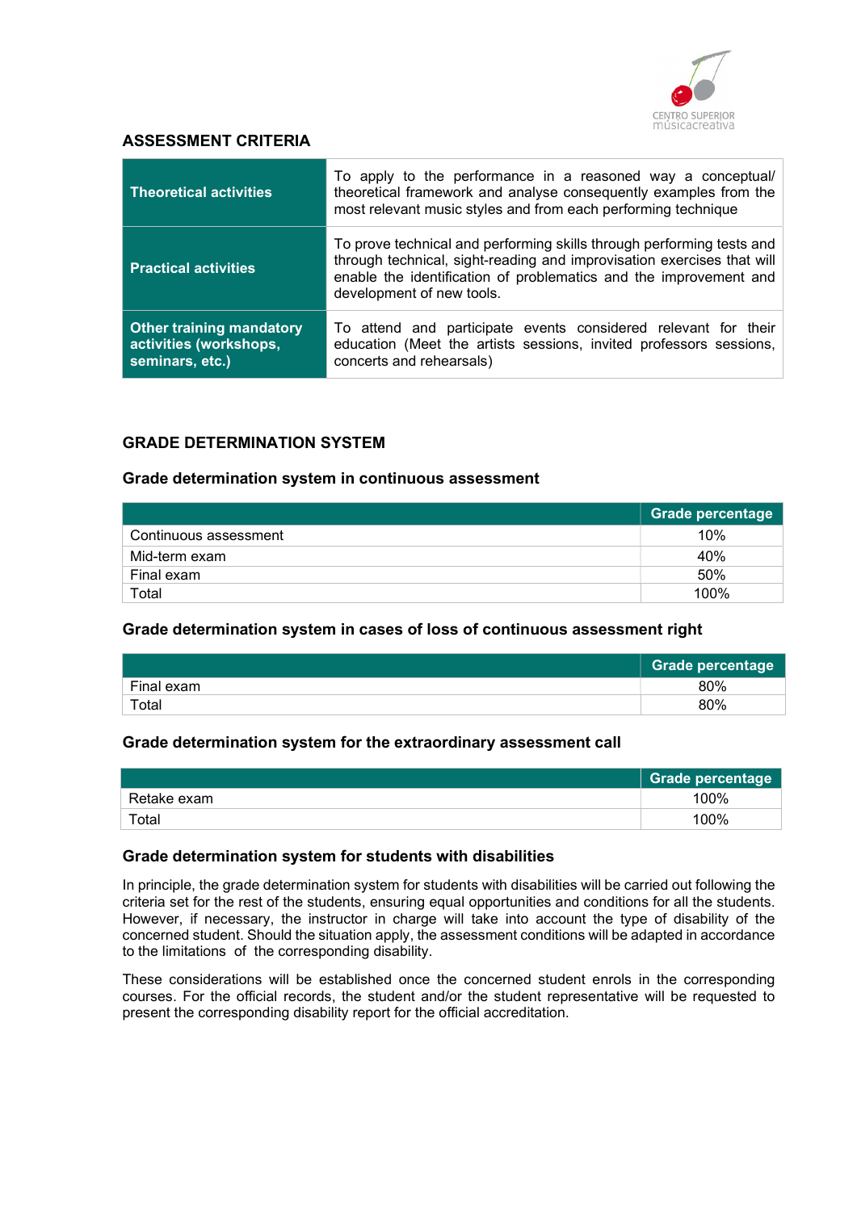## ASSESSMENT CRITERIA

| | |
|---|---|
| **Theoretical activities** | To apply to the performance in a reasoned way a conceptual/ theoretical framework and analyse consequently examples from the most relevant music styles and from each performing technique |
| **Practical activities** | To prove technical and performing skills through performing tests and through technical, sight-reading and improvisation exercises that will enable the identification of problematics and the improvement and development of new tools. |
| **Other training mandatory activities (workshops, seminars, etc.)** | To attend and participate events considered relevant for their education (Meet the artists sessions, invited professors sessions, concerts and rehearsals) |

## GRADE DETERMINATION SYSTEM

### Grade determination system in continuous assessment

| | Grade percentage |
|---|---|
| Continuous assessment | 10% |
| Mid-term exam | 40% |
| Final exam | 50% |
| Total | 100% |

### Grade determination system in cases of loss of continuous assessment right

| | Grade percentage |
|---|---|
| Final exam | 80% |
| Total | 80% |

### Grade determination system for the extraordinary assessment call

| | Grade percentage |
|---|---|
| Retake exam | 100% |
| Total | 100% |

### Grade determination system for students with disabilities

In principle, the grade determination system for students with disabilities will be carried out following the criteria set for the rest of the students, ensuring equal opportunities and conditions for all the students. However, if necessary, the instructor in charge will take into account the type of disability of the concerned student. Should the situation apply, the assessment conditions will be adapted in accordance to the limitations of the corresponding disability.

These considerations will be established once the concerned student enrols in the corresponding courses. For the official records, the student and/or the student representative will be requested to present the corresponding disability report for the official accreditation.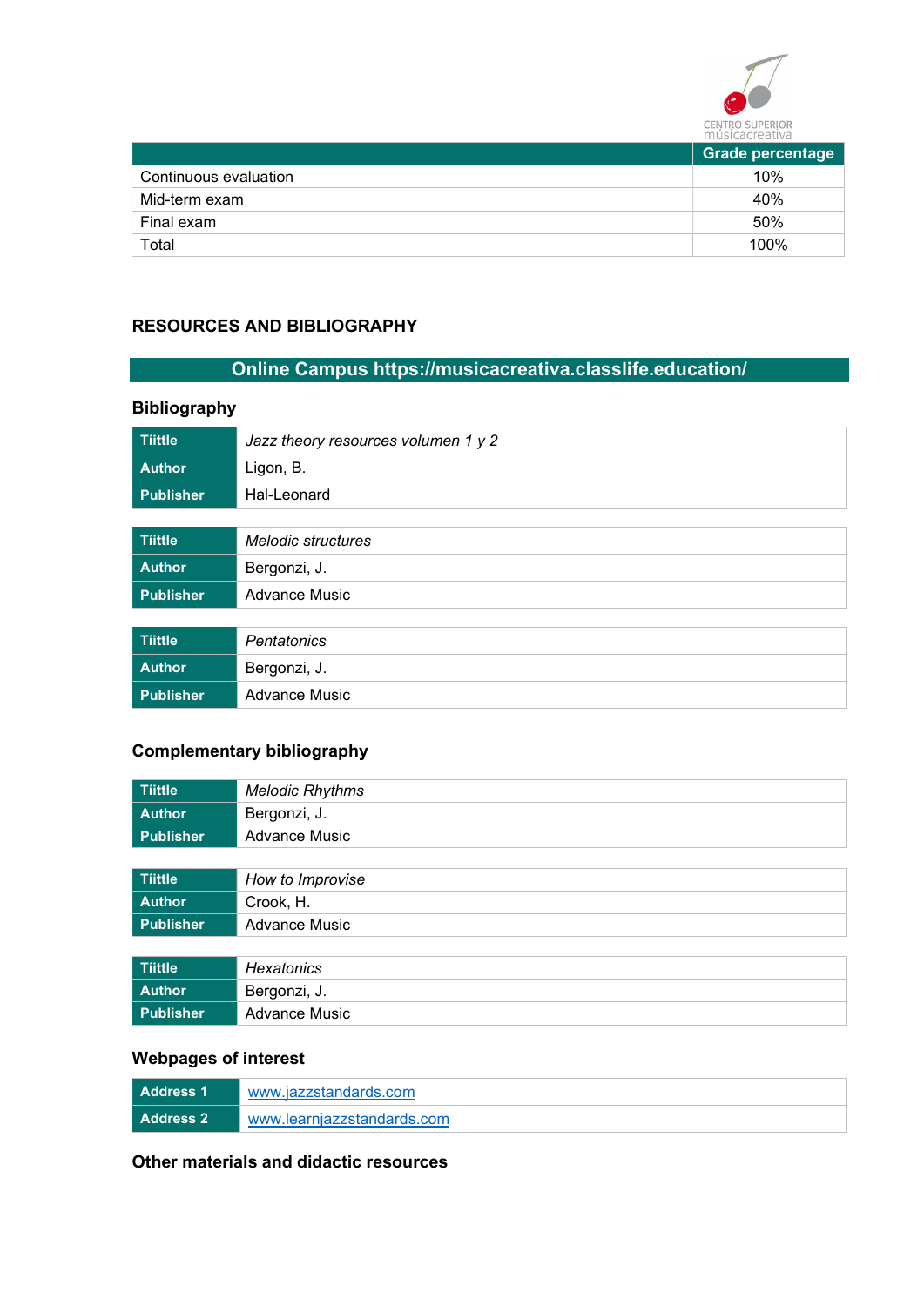| | Grade percentage |
|---|---|
| Continuous evaluation | 10% |
| Mid-term exam | 40% |
| Final exam | 50% |
| Total | 100% |

## RESOURCES AND BIBLIOGRAPHY

**Online Campus https://musicacreativa.classlife.education/**

### Bibliography

| Tíittle | *Jazz theory resources volumen 1 y 2* |
|---|---|
| Author | Ligon, B. |
| Publisher | Hal-Leonard |

| Tíittle | *Melodic structures* |
|---|---|
| Author | Bergonzi, J. |
| Publisher | Advance Music |

| Tíittle | *Pentatonics* |
|---|---|
| Author | Bergonzi, J. |
| Publisher | Advance Music |

### Complementary bibliography

| Tíittle | *Melodic Rhythms* |
|---|---|
| Author | Bergonzi, J. |
| Publisher | Advance Music |

| Tíittle | *How to Improvise* |
|---|---|
| Author | Crook, H. |
| Publisher | Advance Music |

| Tíittle | *Hexatonics* |
|---|---|
| Author | Bergonzi, J. |
| Publisher | Advance Music |

### Webpages of interest

| Address 1 | www.jazzstandards.com |
|---|---|
| Address 2 | www.learnjazzstandards.com |

### Other materials and didactic resources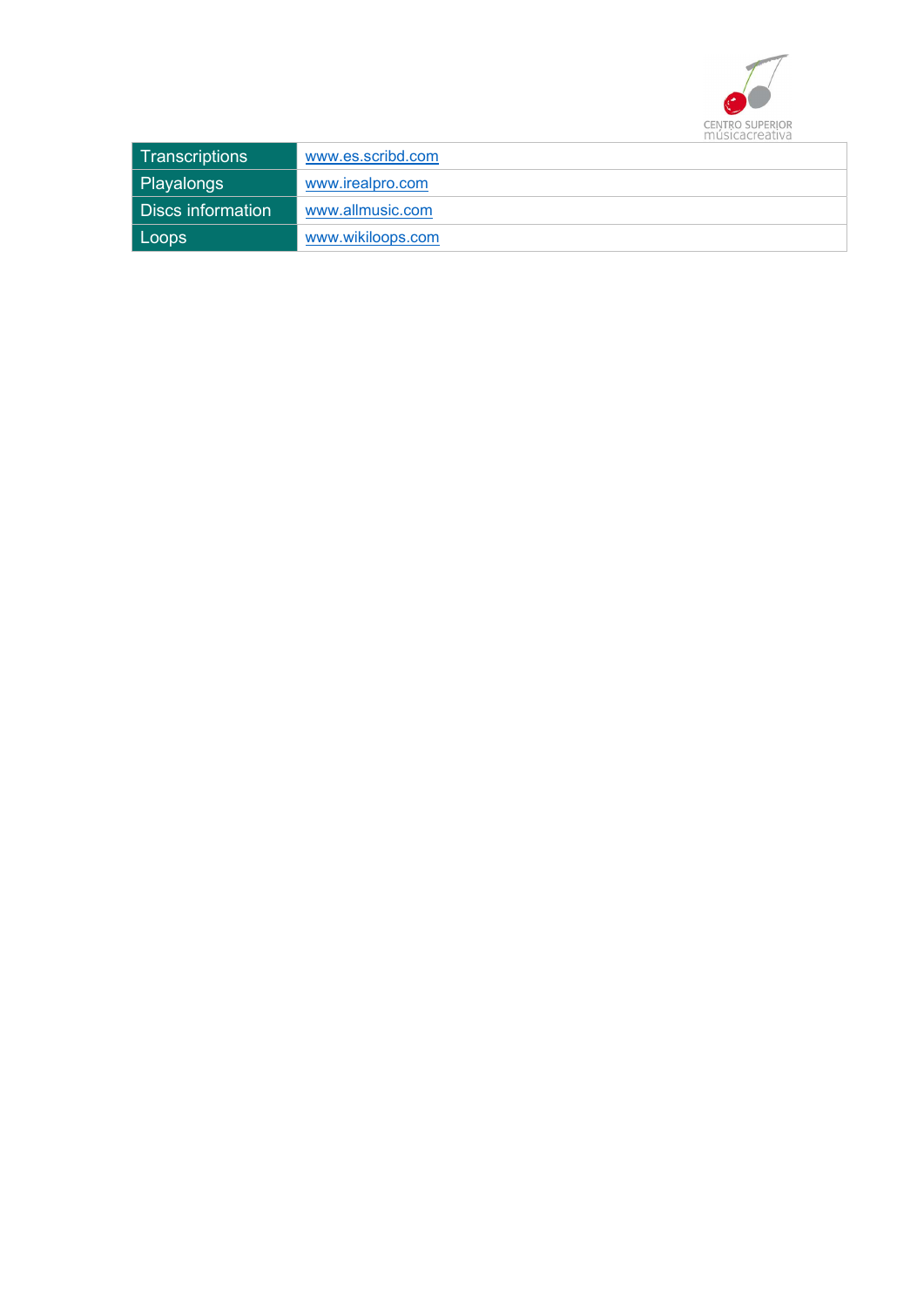| | |
|---|---|
| Transcriptions | www.es.scribd.com |
| Playalongs | www.irealpro.com |
| Discs information | www.allmusic.com |
| Loops | www.wikiloops.com |